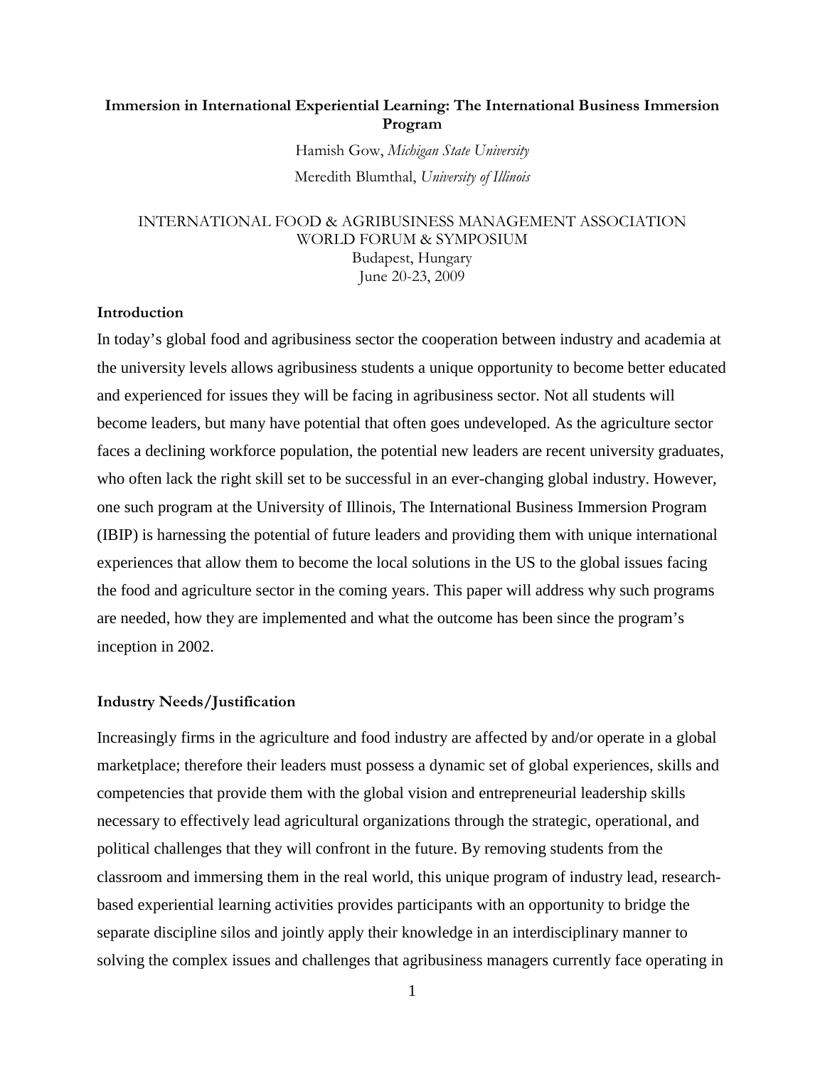# Immersion in International Experiential Learning: The International Business Immersion Program

Hamish Gow, *Michigan State University*

Meredith Blumthal, *University of Illinois*

INTERNATIONAL FOOD & AGRIBUSINESS MANAGEMENT ASSOCIATION
WORLD FORUM & SYMPOSIUM
Budapest, Hungary
June 20-23, 2009

## Introduction

In today's global food and agribusiness sector the cooperation between industry and academia at the university levels allows agribusiness students a unique opportunity to become better educated and experienced for issues they will be facing in agribusiness sector. Not all students will become leaders, but many have potential that often goes undeveloped. As the agriculture sector faces a declining workforce population, the potential new leaders are recent university graduates, who often lack the right skill set to be successful in an ever-changing global industry. However, one such program at the University of Illinois, The International Business Immersion Program (IBIP) is harnessing the potential of future leaders and providing them with unique international experiences that allow them to become the local solutions in the US to the global issues facing the food and agriculture sector in the coming years. This paper will address why such programs are needed, how they are implemented and what the outcome has been since the program's inception in 2002.

## Industry Needs/Justification

Increasingly firms in the agriculture and food industry are affected by and/or operate in a global marketplace; therefore their leaders must possess a dynamic set of global experiences, skills and competencies that provide them with the global vision and entrepreneurial leadership skills necessary to effectively lead agricultural organizations through the strategic, operational, and political challenges that they will confront in the future. By removing students from the classroom and immersing them in the real world, this unique program of industry lead, research-based experiential learning activities provides participants with an opportunity to bridge the separate discipline silos and jointly apply their knowledge in an interdisciplinary manner to solving the complex issues and challenges that agribusiness managers currently face operating in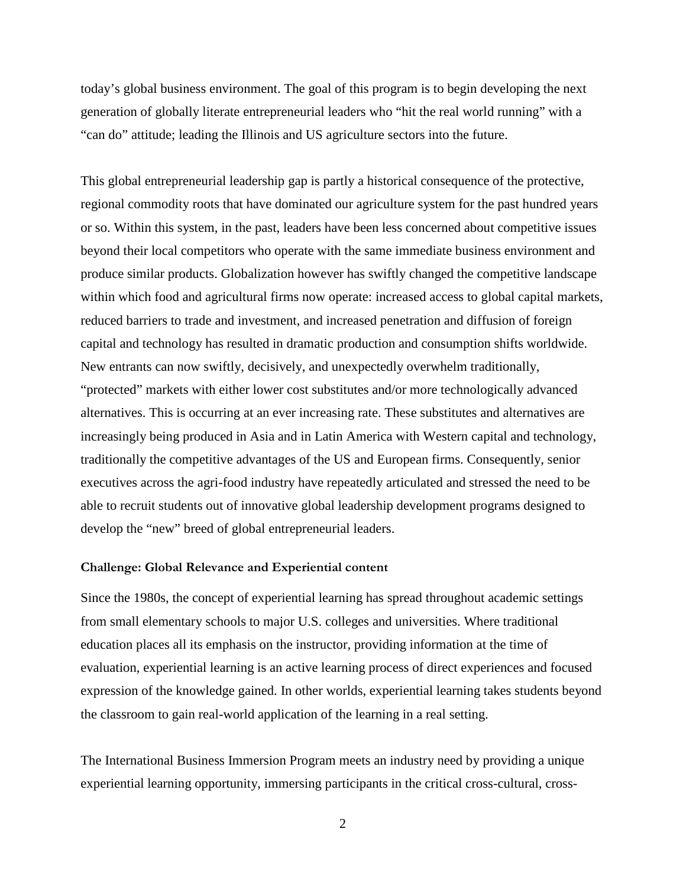today's global business environment. The goal of this program is to begin developing the next generation of globally literate entrepreneurial leaders who "hit the real world running" with a "can do" attitude; leading the Illinois and US agriculture sectors into the future.

This global entrepreneurial leadership gap is partly a historical consequence of the protective, regional commodity roots that have dominated our agriculture system for the past hundred years or so. Within this system, in the past, leaders have been less concerned about competitive issues beyond their local competitors who operate with the same immediate business environment and produce similar products. Globalization however has swiftly changed the competitive landscape within which food and agricultural firms now operate: increased access to global capital markets, reduced barriers to trade and investment, and increased penetration and diffusion of foreign capital and technology has resulted in dramatic production and consumption shifts worldwide. New entrants can now swiftly, decisively, and unexpectedly overwhelm traditionally, "protected" markets with either lower cost substitutes and/or more technologically advanced alternatives. This is occurring at an ever increasing rate. These substitutes and alternatives are increasingly being produced in Asia and in Latin America with Western capital and technology, traditionally the competitive advantages of the US and European firms. Consequently, senior executives across the agri-food industry have repeatedly articulated and stressed the need to be able to recruit students out of innovative global leadership development programs designed to develop the "new" breed of global entrepreneurial leaders.

**Challenge: Global Relevance and Experiential content**

Since the 1980s, the concept of experiential learning has spread throughout academic settings from small elementary schools to major U.S. colleges and universities. Where traditional education places all its emphasis on the instructor, providing information at the time of evaluation, experiential learning is an active learning process of direct experiences and focused expression of the knowledge gained. In other worlds, experiential learning takes students beyond the classroom to gain real-world application of the learning in a real setting.

The International Business Immersion Program meets an industry need by providing a unique experiential learning opportunity, immersing participants in the critical cross-cultural, cross-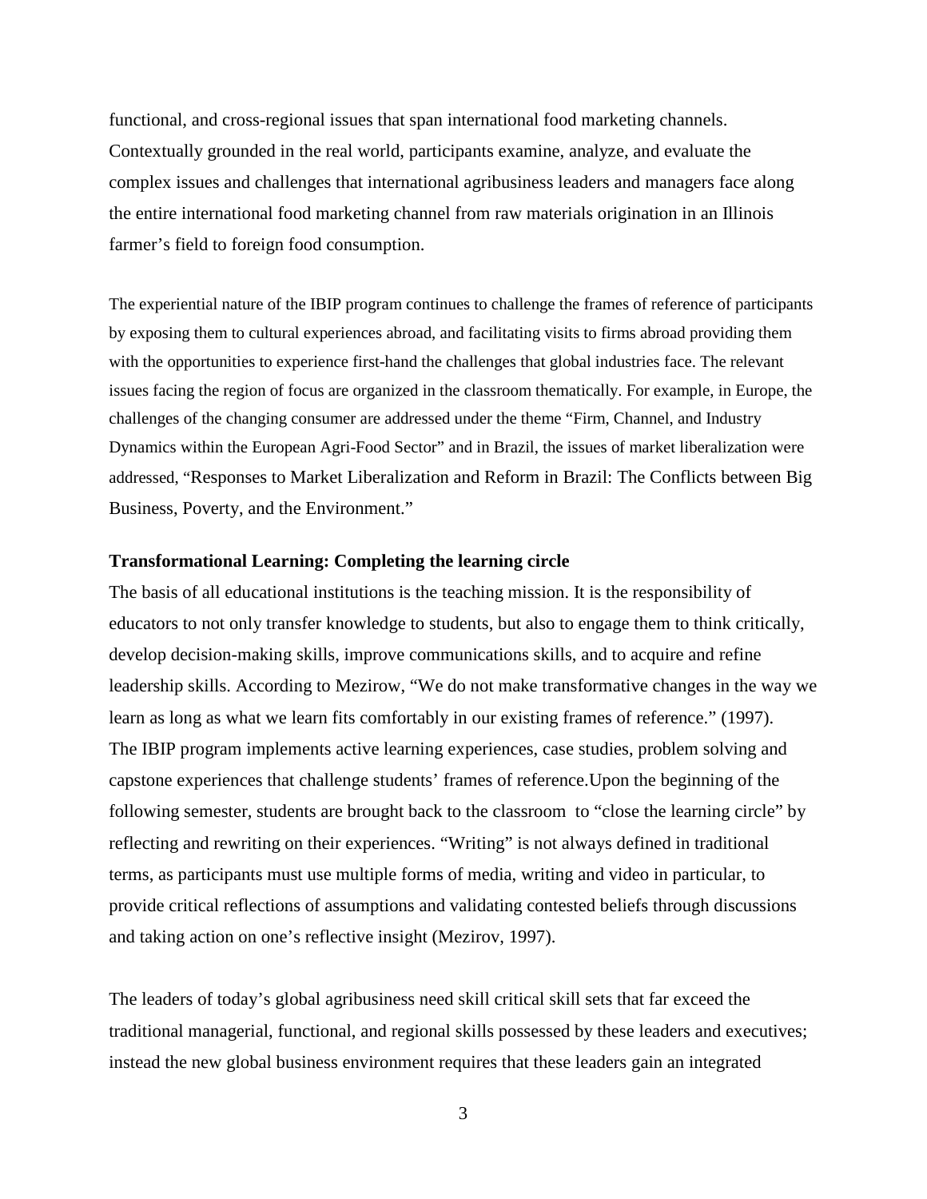functional, and cross-regional issues that span international food marketing channels. Contextually grounded in the real world, participants examine, analyze, and evaluate the complex issues and challenges that international agribusiness leaders and managers face along the entire international food marketing channel from raw materials origination in an Illinois farmer's field to foreign food consumption.

The experiential nature of the IBIP program continues to challenge the frames of reference of participants by exposing them to cultural experiences abroad, and facilitating visits to firms abroad providing them with the opportunities to experience first-hand the challenges that global industries face. The relevant issues facing the region of focus are organized in the classroom thematically. For example, in Europe, the challenges of the changing consumer are addressed under the theme "Firm, Channel, and Industry Dynamics within the European Agri-Food Sector" and in Brazil, the issues of market liberalization were addressed, "Responses to Market Liberalization and Reform in Brazil: The Conflicts between Big Business, Poverty, and the Environment."

**Transformational Learning: Completing the learning circle**

The basis of all educational institutions is the teaching mission. It is the responsibility of educators to not only transfer knowledge to students, but also to engage them to think critically, develop decision-making skills, improve communications skills, and to acquire and refine leadership skills. According to Mezirow, "We do not make transformative changes in the way we learn as long as what we learn fits comfortably in our existing frames of reference." (1997). The IBIP program implements active learning experiences, case studies, problem solving and capstone experiences that challenge students' frames of reference.Upon the beginning of the following semester, students are brought back to the classroom to "close the learning circle" by reflecting and rewriting on their experiences. "Writing" is not always defined in traditional terms, as participants must use multiple forms of media, writing and video in particular, to provide critical reflections of assumptions and validating contested beliefs through discussions and taking action on one's reflective insight (Mezirow, 1997).

The leaders of today's global agribusiness need skill critical skill sets that far exceed the traditional managerial, functional, and regional skills possessed by these leaders and executives; instead the new global business environment requires that these leaders gain an integrated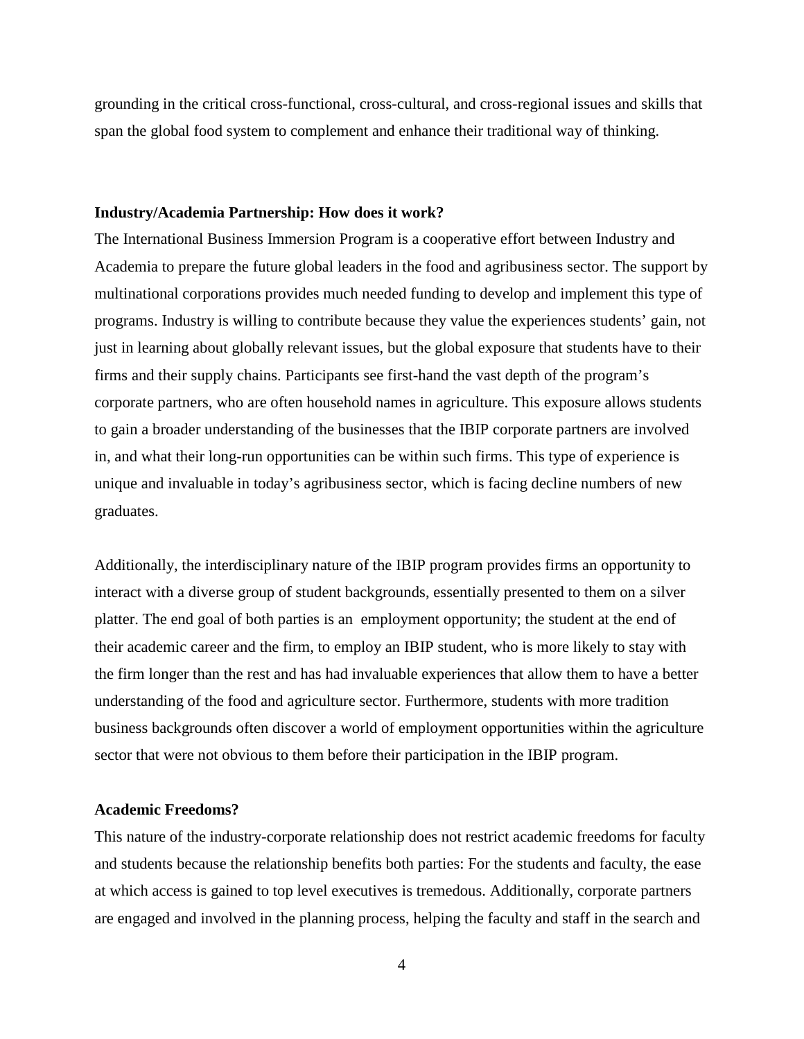grounding in the critical cross-functional, cross-cultural, and cross-regional issues and skills that span the global food system to complement and enhance their traditional way of thinking.

**Industry/Academia Partnership: How does it work?**

The International Business Immersion Program is a cooperative effort between Industry and Academia to prepare the future global leaders in the food and agribusiness sector. The support by multinational corporations provides much needed funding to develop and implement this type of programs. Industry is willing to contribute because they value the experiences students' gain, not just in learning about globally relevant issues, but the global exposure that students have to their firms and their supply chains. Participants see first-hand the vast depth of the program's corporate partners, who are often household names in agriculture. This exposure allows students to gain a broader understanding of the businesses that the IBIP corporate partners are involved in, and what their long-run opportunities can be within such firms. This type of experience is unique and invaluable in today's agribusiness sector, which is facing decline numbers of new graduates.

Additionally, the interdisciplinary nature of the IBIP program provides firms an opportunity to interact with a diverse group of student backgrounds, essentially presented to them on a silver platter. The end goal of both parties is an employment opportunity; the student at the end of their academic career and the firm, to employ an IBIP student, who is more likely to stay with the firm longer than the rest and has had invaluable experiences that allow them to have a better understanding of the food and agriculture sector. Furthermore, students with more tradition business backgrounds often discover a world of employment opportunities within the agriculture sector that were not obvious to them before their participation in the IBIP program.

**Academic Freedoms?**

This nature of the industry-corporate relationship does not restrict academic freedoms for faculty and students because the relationship benefits both parties: For the students and faculty, the ease at which access is gained to top level executives is tremedous. Additionally, corporate partners are engaged and involved in the planning process, helping the faculty and staff in the search and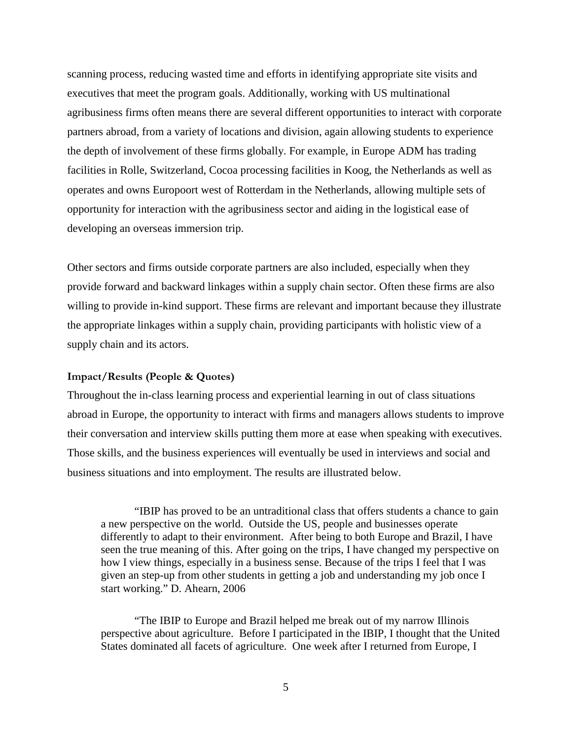scanning process, reducing wasted time and efforts in identifying appropriate site visits and executives that meet the program goals. Additionally, working with US multinational agribusiness firms often means there are several different opportunities to interact with corporate partners abroad, from a variety of locations and division, again allowing students to experience the depth of involvement of these firms globally. For example, in Europe ADM has trading facilities in Rolle, Switzerland, Cocoa processing facilities in Koog, the Netherlands as well as operates and owns Europoort west of Rotterdam in the Netherlands, allowing multiple sets of opportunity for interaction with the agribusiness sector and aiding in the logistical ease of developing an overseas immersion trip.

Other sectors and firms outside corporate partners are also included, especially when they provide forward and backward linkages within a supply chain sector. Often these firms are also willing to provide in-kind support. These firms are relevant and important because they illustrate the appropriate linkages within a supply chain, providing participants with holistic view of a supply chain and its actors.

**Impact/Results (People & Quotes)**

Throughout the in-class learning process and experiential learning in out of class situations abroad in Europe, the opportunity to interact with firms and managers allows students to improve their conversation and interview skills putting them more at ease when speaking with executives. Those skills, and the business experiences will eventually be used in interviews and social and business situations and into employment. The results are illustrated below.

> "IBIP has proved to be an untraditional class that offers students a chance to gain a new perspective on the world. Outside the US, people and businesses operate differently to adapt to their environment. After being to both Europe and Brazil, I have seen the true meaning of this. After going on the trips, I have changed my perspective on how I view things, especially in a business sense. Because of the trips I feel that I was given an step-up from other students in getting a job and understanding my job once I start working." D. Ahearn, 2006

> "The IBIP to Europe and Brazil helped me break out of my narrow Illinois perspective about agriculture. Before I participated in the IBIP, I thought that the United States dominated all facets of agriculture. One week after I returned from Europe, I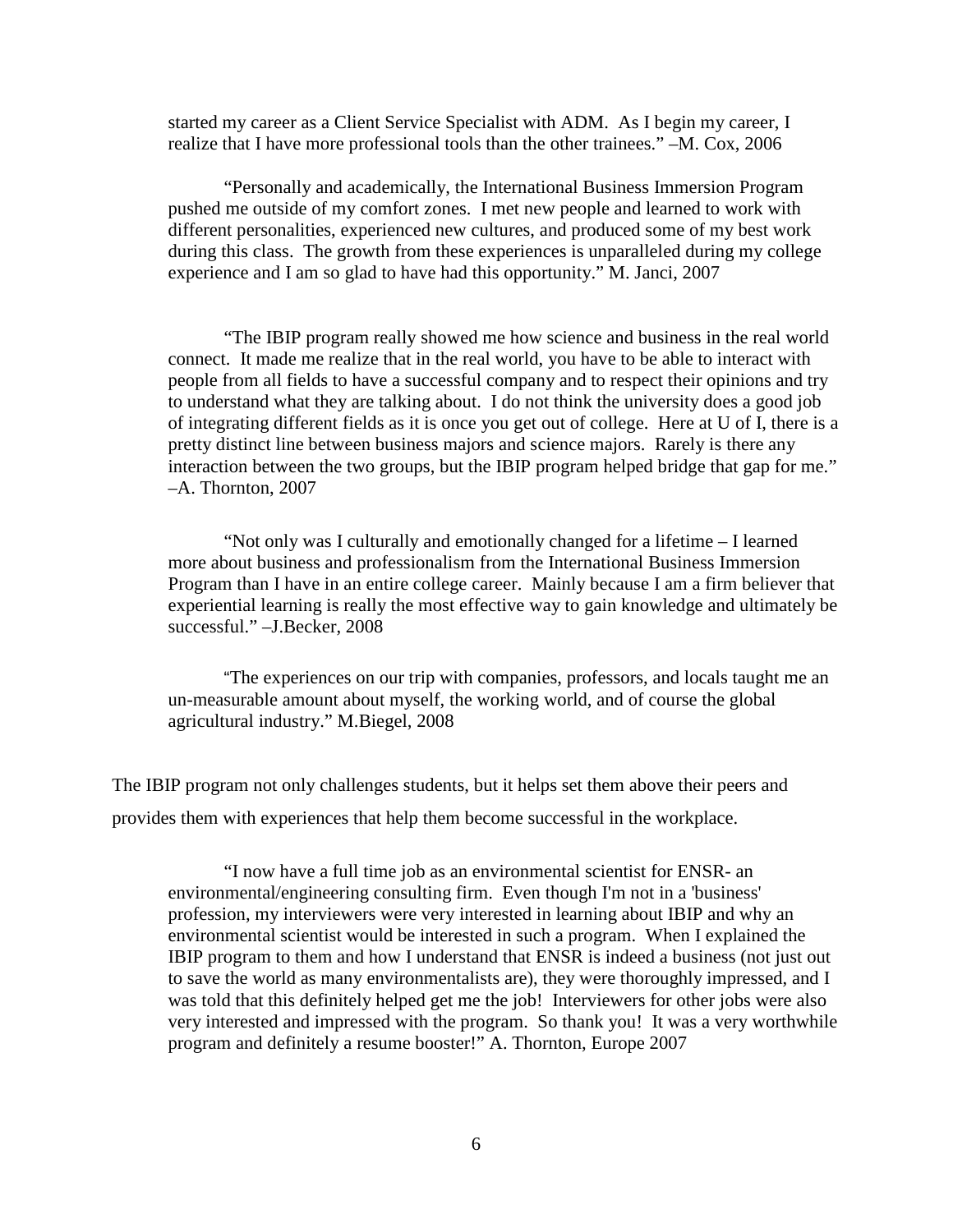started my career as a Client Service Specialist with ADM. As I begin my career, I realize that I have more professional tools than the other trainees." –M. Cox, 2006

> "Personally and academically, the International Business Immersion Program pushed me outside of my comfort zones. I met new people and learned to work with different personalities, experienced new cultures, and produced some of my best work during this class. The growth from these experiences is unparalleled during my college experience and I am so glad to have had this opportunity." M. Janci, 2007

> "The IBIP program really showed me how science and business in the real world connect. It made me realize that in the real world, you have to be able to interact with people from all fields to have a successful company and to respect their opinions and try to understand what they are talking about. I do not think the university does a good job of integrating different fields as it is once you get out of college. Here at U of I, there is a pretty distinct line between business majors and science majors. Rarely is there any interaction between the two groups, but the IBIP program helped bridge that gap for me." –A. Thornton, 2007

> "Not only was I culturally and emotionally changed for a lifetime – I learned more about business and professionalism from the International Business Immersion Program than I have in an entire college career. Mainly because I am a firm believer that experiential learning is really the most effective way to gain knowledge and ultimately be successful." –J.Becker, 2008

> "The experiences on our trip with companies, professors, and locals taught me an un-measurable amount about myself, the working world, and of course the global agricultural industry." M.Biegel, 2008

The IBIP program not only challenges students, but it helps set them above their peers and provides them with experiences that help them become successful in the workplace.

> "I now have a full time job as an environmental scientist for ENSR- an environmental/engineering consulting firm. Even though I'm not in a 'business' profession, my interviewers were very interested in learning about IBIP and why an environmental scientist would be interested in such a program. When I explained the IBIP program to them and how I understand that ENSR is indeed a business (not just out to save the world as many environmentalists are), they were thoroughly impressed, and I was told that this definitely helped get me the job! Interviewers for other jobs were also very interested and impressed with the program. So thank you! It was a very worthwhile program and definitely a resume booster!" A. Thornton, Europe 2007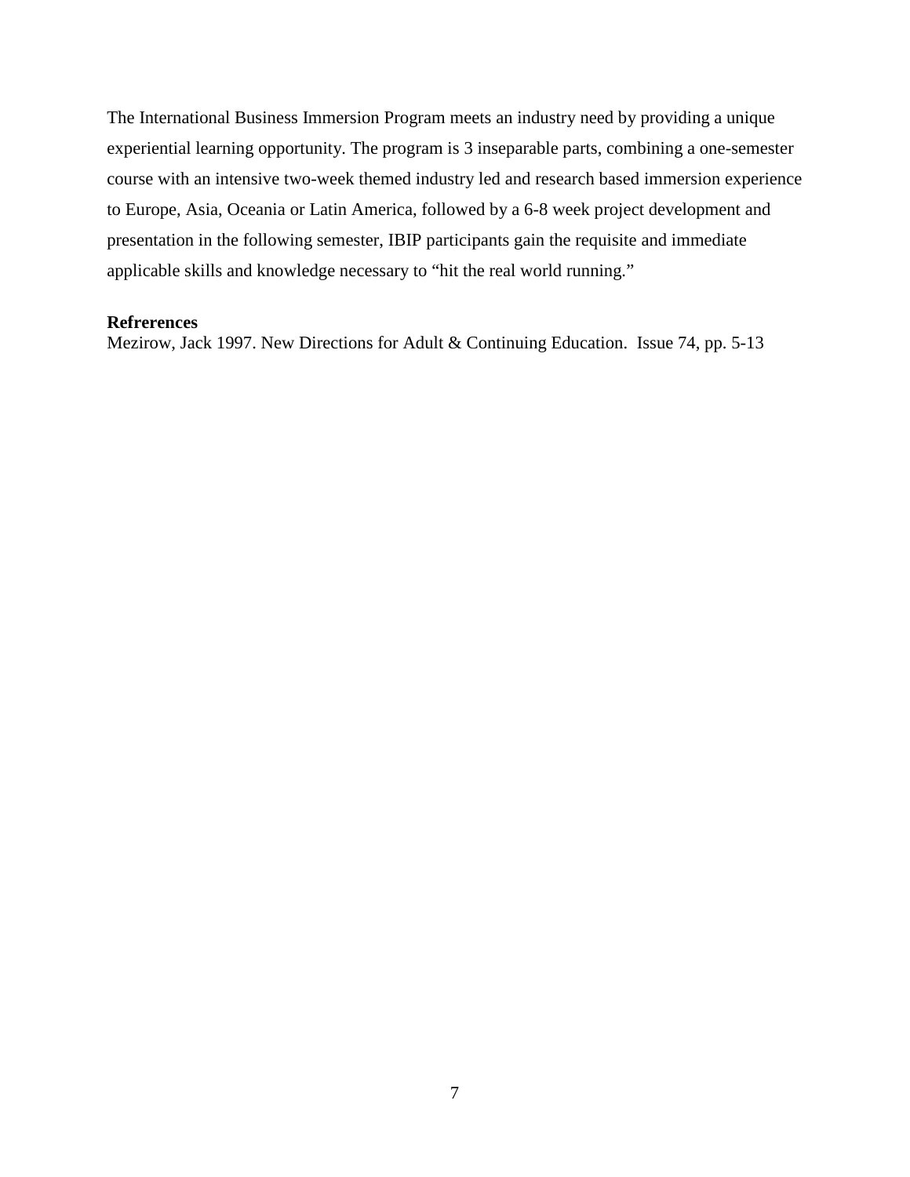The International Business Immersion Program meets an industry need by providing a unique experiential learning opportunity. The program is 3 inseparable parts, combining a one-semester course with an intensive two-week themed industry led and research based immersion experience to Europe, Asia, Oceania or Latin America, followed by a 6-8 week project development and presentation in the following semester, IBIP participants gain the requisite and immediate applicable skills and knowledge necessary to "hit the real world running."

**Refrerences**

Mezirow, Jack 1997. New Directions for Adult & Continuing Education. Issue 74, pp. 5-13